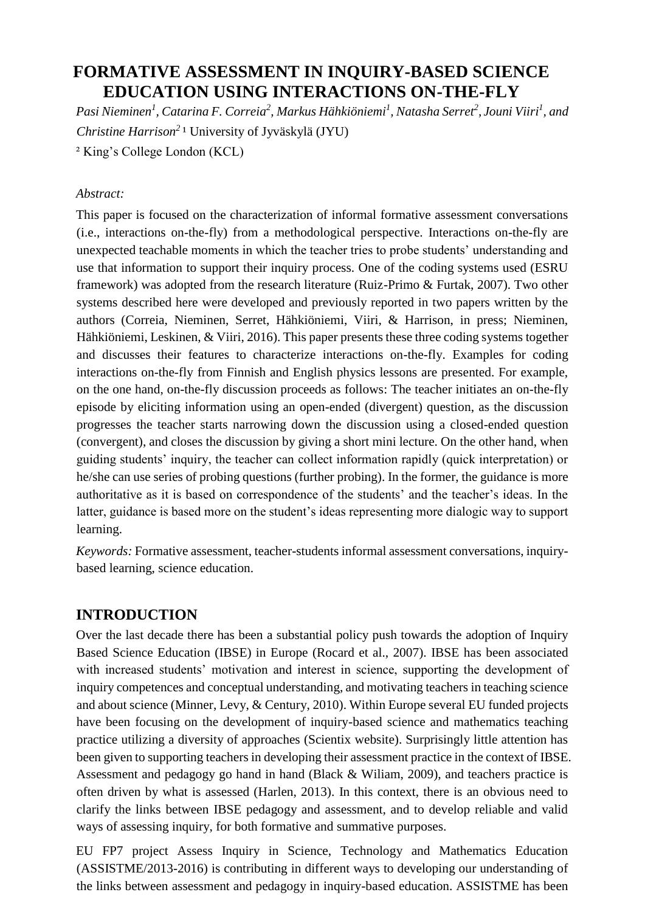# FORMATIVE ASSESSMENT IN INQUIRY-BASED SCIENCE EDUCATION USING INTERACTIONS ON-THE-FLY

*Pasi Nieminen[1], Catarina F. Correia[2], Markus Hähkiöniemi[1], Natasha Serret[2], Jouni Viiri[1], and Christine Harrison[2]* [1] University of Jyväskylä (JYU)

[2] King's College London (KCL)

*Abstract:*

This paper is focused on the characterization of informal formative assessment conversations (i.e., interactions on-the-fly) from a methodological perspective. Interactions on-the-fly are unexpected teachable moments in which the teacher tries to probe students' understanding and use that information to support their inquiry process. One of the coding systems used (ESRU framework) was adopted from the research literature (Ruiz-Primo & Furtak, 2007). Two other systems described here were developed and previously reported in two papers written by the authors (Correia, Nieminen, Serret, Hähkiöniemi, Viiri, & Harrison, in press; Nieminen, Hähkiöniemi, Leskinen, & Viiri, 2016). This paper presents these three coding systems together and discusses their features to characterize interactions on-the-fly. Examples for coding interactions on-the-fly from Finnish and English physics lessons are presented. For example, on the one hand, on-the-fly discussion proceeds as follows: The teacher initiates an on-the-fly episode by eliciting information using an open-ended (divergent) question, as the discussion progresses the teacher starts narrowing down the discussion using a closed-ended question (convergent), and closes the discussion by giving a short mini lecture. On the other hand, when guiding students' inquiry, the teacher can collect information rapidly (quick interpretation) or he/she can use series of probing questions (further probing). In the former, the guidance is more authoritative as it is based on correspondence of the students' and the teacher's ideas. In the latter, guidance is based more on the student's ideas representing more dialogic way to support learning.

*Keywords:* Formative assessment, teacher-students informal assessment conversations, inquiry-based learning, science education.

## INTRODUCTION

Over the last decade there has been a substantial policy push towards the adoption of Inquiry Based Science Education (IBSE) in Europe (Rocard et al., 2007). IBSE has been associated with increased students' motivation and interest in science, supporting the development of inquiry competences and conceptual understanding, and motivating teachers in teaching science and about science (Minner, Levy, & Century, 2010). Within Europe several EU funded projects have been focusing on the development of inquiry-based science and mathematics teaching practice utilizing a diversity of approaches (Scientix website). Surprisingly little attention has been given to supporting teachers in developing their assessment practice in the context of IBSE. Assessment and pedagogy go hand in hand (Black & Wiliam, 2009), and teachers practice is often driven by what is assessed (Harlen, 2013). In this context, there is an obvious need to clarify the links between IBSE pedagogy and assessment, and to develop reliable and valid ways of assessing inquiry, for both formative and summative purposes.

EU FP7 project Assess Inquiry in Science, Technology and Mathematics Education (ASSISTME/2013-2016) is contributing in different ways to developing our understanding of the links between assessment and pedagogy in inquiry-based education. ASSISTME has been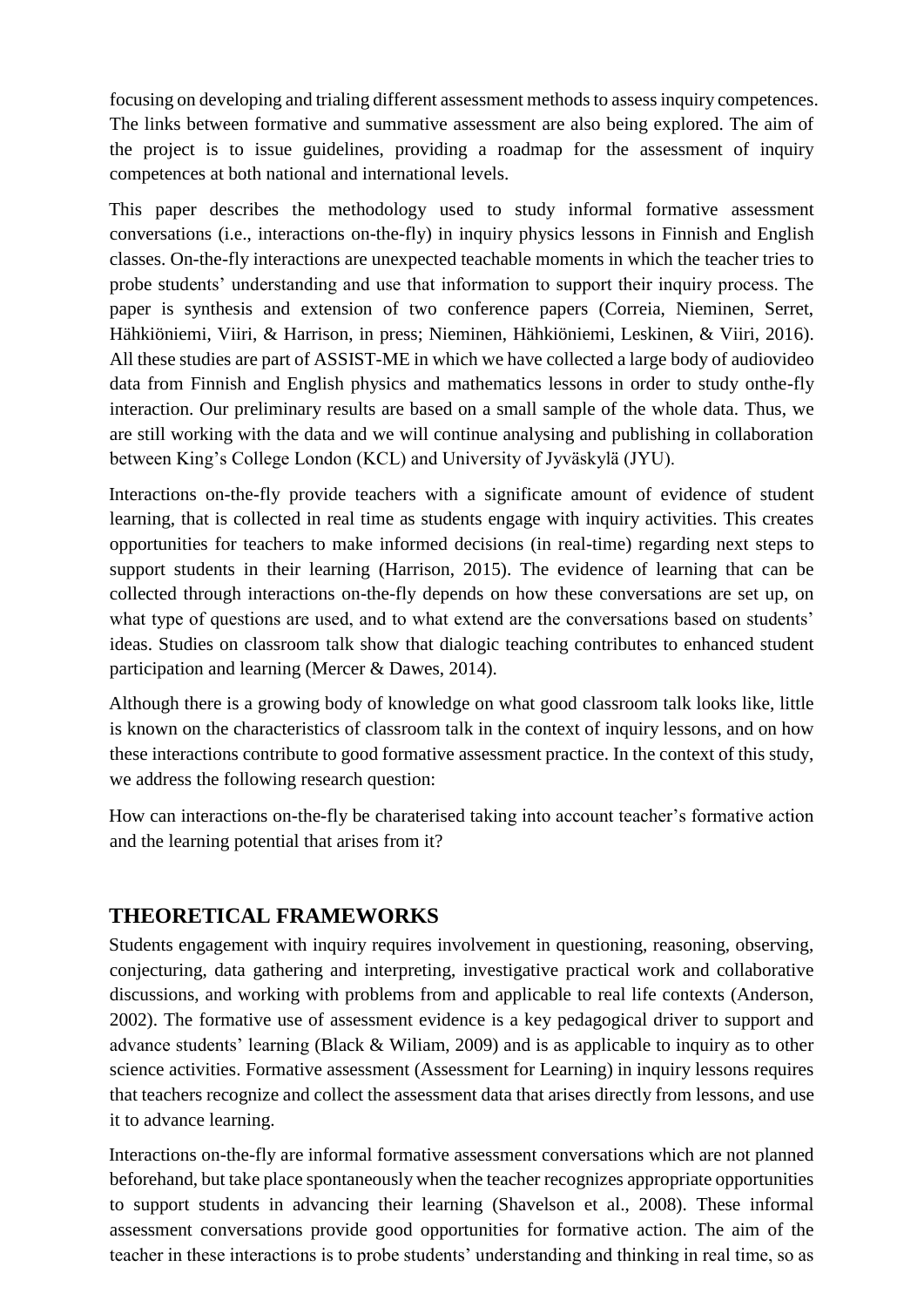focusing on developing and trialing different assessment methods to assess inquiry competences. The links between formative and summative assessment are also being explored. The aim of the project is to issue guidelines, providing a roadmap for the assessment of inquiry competences at both national and international levels.

This paper describes the methodology used to study informal formative assessment conversations (i.e., interactions on-the-fly) in inquiry physics lessons in Finnish and English classes. On-the-fly interactions are unexpected teachable moments in which the teacher tries to probe students' understanding and use that information to support their inquiry process. The paper is synthesis and extension of two conference papers (Correia, Nieminen, Serret, Hähkiöniemi, Viiri, & Harrison, in press; Nieminen, Hähkiöniemi, Leskinen, & Viiri, 2016). All these studies are part of ASSIST-ME in which we have collected a large body of audiovideo data from Finnish and English physics and mathematics lessons in order to study onthe-fly interaction. Our preliminary results are based on a small sample of the whole data. Thus, we are still working with the data and we will continue analysing and publishing in collaboration between King's College London (KCL) and University of Jyväskylä (JYU).

Interactions on-the-fly provide teachers with a significate amount of evidence of student learning, that is collected in real time as students engage with inquiry activities. This creates opportunities for teachers to make informed decisions (in real-time) regarding next steps to support students in their learning (Harrison, 2015). The evidence of learning that can be collected through interactions on-the-fly depends on how these conversations are set up, on what type of questions are used, and to what extend are the conversations based on students' ideas. Studies on classroom talk show that dialogic teaching contributes to enhanced student participation and learning (Mercer & Dawes, 2014).

Although there is a growing body of knowledge on what good classroom talk looks like, little is known on the characteristics of classroom talk in the context of inquiry lessons, and on how these interactions contribute to good formative assessment practice. In the context of this study, we address the following research question:

How can interactions on-the-fly be charaterised taking into account teacher's formative action and the learning potential that arises from it?

## THEORETICAL FRAMEWORKS

Students engagement with inquiry requires involvement in questioning, reasoning, observing, conjecturing, data gathering and interpreting, investigative practical work and collaborative discussions, and working with problems from and applicable to real life contexts (Anderson, 2002). The formative use of assessment evidence is a key pedagogical driver to support and advance students' learning (Black & Wiliam, 2009) and is as applicable to inquiry as to other science activities. Formative assessment (Assessment for Learning) in inquiry lessons requires that teachers recognize and collect the assessment data that arises directly from lessons, and use it to advance learning.

Interactions on-the-fly are informal formative assessment conversations which are not planned beforehand, but take place spontaneously when the teacher recognizes appropriate opportunities to support students in advancing their learning (Shavelson et al., 2008). These informal assessment conversations provide good opportunities for formative action. The aim of the teacher in these interactions is to probe students' understanding and thinking in real time, so as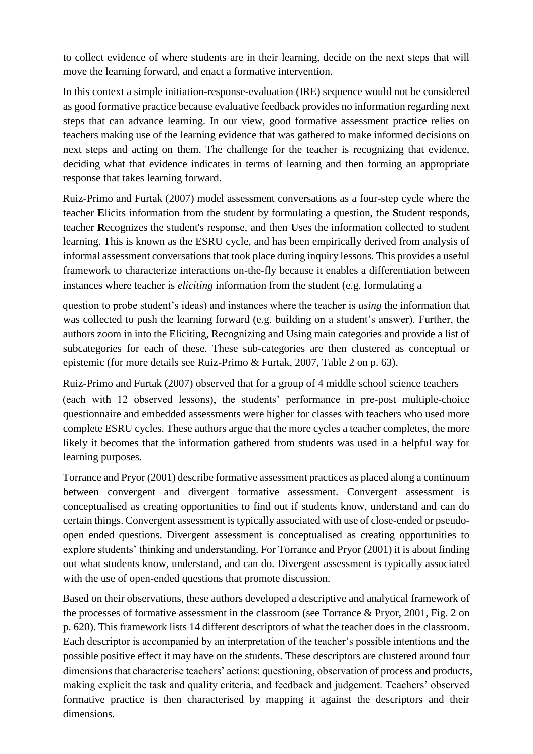to collect evidence of where students are in their learning, decide on the next steps that will move the learning forward, and enact a formative intervention.

In this context a simple initiation-response-evaluation (IRE) sequence would not be considered as good formative practice because evaluative feedback provides no information regarding next steps that can advance learning. In our view, good formative assessment practice relies on teachers making use of the learning evidence that was gathered to make informed decisions on next steps and acting on them. The challenge for the teacher is recognizing that evidence, deciding what that evidence indicates in terms of learning and then forming an appropriate response that takes learning forward.

Ruiz-Primo and Furtak (2007) model assessment conversations as a four-step cycle where the teacher **E**licits information from the student by formulating a question, the **S**tudent responds, teacher **R**ecognizes the student's response, and then **U**ses the information collected to student learning. This is known as the ESRU cycle, and has been empirically derived from analysis of informal assessment conversations that took place during inquiry lessons. This provides a useful framework to characterize interactions on-the-fly because it enables a differentiation between instances where teacher is *eliciting* information from the student (e.g. formulating a question to probe student's ideas) and instances where the teacher is *using* the information that was collected to push the learning forward (e.g. building on a student's answer). Further, the authors zoom in into the Eliciting, Recognizing and Using main categories and provide a list of subcategories for each of these. These sub-categories are then clustered as conceptual or epistemic (for more details see Ruiz-Primo & Furtak, 2007, Table 2 on p. 63).

Ruiz-Primo and Furtak (2007) observed that for a group of 4 middle school science teachers (each with 12 observed lessons), the students' performance in pre-post multiple-choice questionnaire and embedded assessments were higher for classes with teachers who used more complete ESRU cycles. These authors argue that the more cycles a teacher completes, the more likely it becomes that the information gathered from students was used in a helpful way for learning purposes.

Torrance and Pryor (2001) describe formative assessment practices as placed along a continuum between convergent and divergent formative assessment. Convergent assessment is conceptualised as creating opportunities to find out if students know, understand and can do certain things. Convergent assessment is typically associated with use of close-ended or pseudo-open ended questions. Divergent assessment is conceptualised as creating opportunities to explore students' thinking and understanding. For Torrance and Pryor (2001) it is about finding out what students know, understand, and can do. Divergent assessment is typically associated with the use of open-ended questions that promote discussion.

Based on their observations, these authors developed a descriptive and analytical framework of the processes of formative assessment in the classroom (see Torrance & Pryor, 2001, Fig. 2 on p. 620). This framework lists 14 different descriptors of what the teacher does in the classroom. Each descriptor is accompanied by an interpretation of the teacher's possible intentions and the possible positive effect it may have on the students. These descriptors are clustered around four dimensions that characterise teachers' actions: questioning, observation of process and products, making explicit the task and quality criteria, and feedback and judgement. Teachers' observed formative practice is then characterised by mapping it against the descriptors and their dimensions.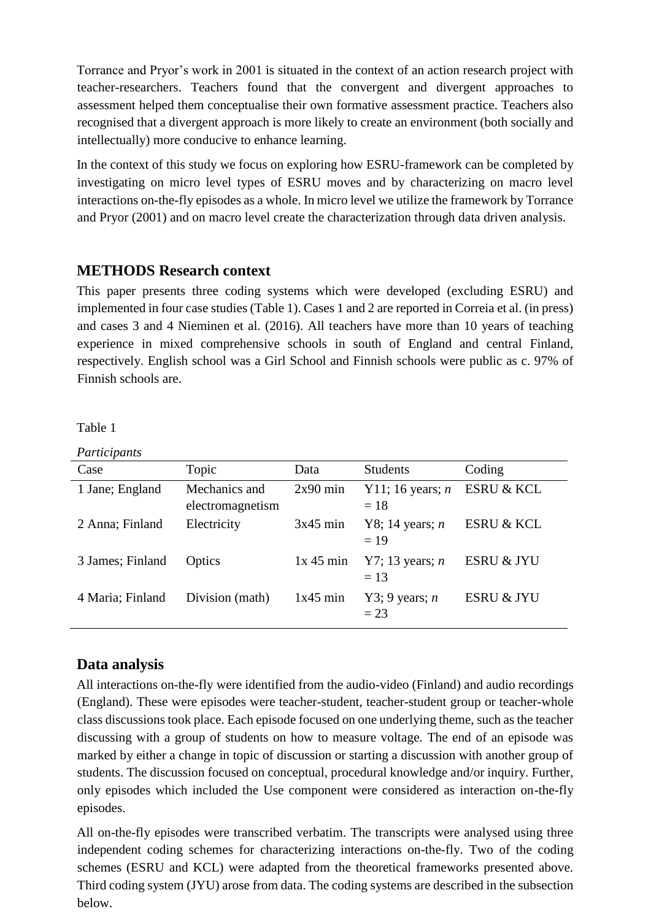Torrance and Pryor's work in 2001 is situated in the context of an action research project with teacher-researchers. Teachers found that the convergent and divergent approaches to assessment helped them conceptualise their own formative assessment practice. Teachers also recognised that a divergent approach is more likely to create an environment (both socially and intellectually) more conducive to enhance learning.

In the context of this study we focus on exploring how ESRU-framework can be completed by investigating on micro level types of ESRU moves and by characterizing on macro level interactions on-the-fly episodes as a whole. In micro level we utilize the framework by Torrance and Pryor (2001) and on macro level create the characterization through data driven analysis.

## METHODS Research context

This paper presents three coding systems which were developed (excluding ESRU) and implemented in four case studies (Table 1). Cases 1 and 2 are reported in Correia et al. (in press) and cases 3 and 4 Nieminen et al. (2016). All teachers have more than 10 years of teaching experience in mixed comprehensive schools in south of England and central Finland, respectively. English school was a Girl School and Finnish schools were public as c. 97% of Finnish schools are.

Table 1

*Participants*

| Case | Topic | Data | Students | Coding |
|---|---|---|---|---|
| 1 Jane; England | Mechanics and electromagnetism | 2x90 min | Y11; 16 years; *n* = 18 | ESRU & KCL |
| 2 Anna; Finland | Electricity | 3x45 min | Y8; 14 years; *n* = 19 | ESRU & KCL |
| 3 James; Finland | Optics | 1x 45 min | Y7; 13 years; *n* = 13 | ESRU & JYU |
| 4 Maria; Finland | Division (math) | 1x45 min | Y3; 9 years; *n* = 23 | ESRU & JYU |

## Data analysis

All interactions on-the-fly were identified from the audio-video (Finland) and audio recordings (England). These were episodes were teacher-student, teacher-student group or teacher-whole class discussions took place. Each episode focused on one underlying theme, such as the teacher discussing with a group of students on how to measure voltage. The end of an episode was marked by either a change in topic of discussion or starting a discussion with another group of students. The discussion focused on conceptual, procedural knowledge and/or inquiry. Further, only episodes which included the Use component were considered as interaction on-the-fly episodes.

All on-the-fly episodes were transcribed verbatim. The transcripts were analysed using three independent coding schemes for characterizing interactions on-the-fly. Two of the coding schemes (ESRU and KCL) were adapted from the theoretical frameworks presented above. Third coding system (JYU) arose from data. The coding systems are described in the subsection below.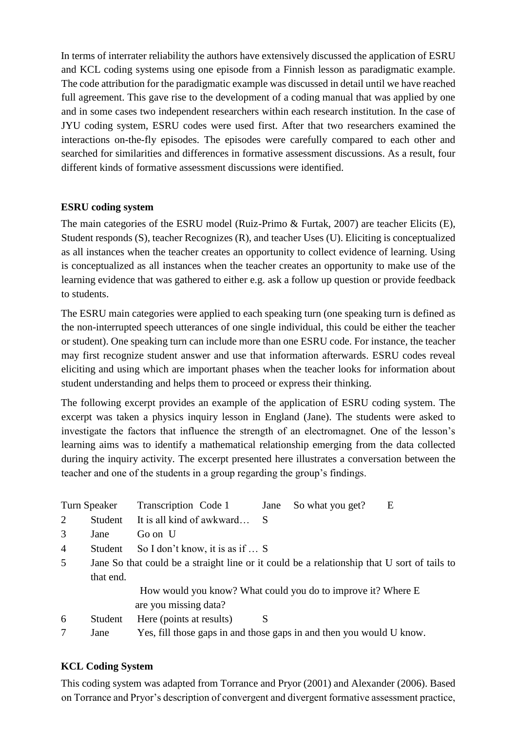In terms of interrater reliability the authors have extensively discussed the application of ESRU and KCL coding systems using one episode from a Finnish lesson as paradigmatic example. The code attribution for the paradigmatic example was discussed in detail until we have reached full agreement. This gave rise to the development of a coding manual that was applied by one and in some cases two independent researchers within each research institution. In the case of JYU coding system, ESRU codes were used first. After that two researchers examined the interactions on-the-fly episodes. The episodes were carefully compared to each other and searched for similarities and differences in formative assessment discussions. As a result, four different kinds of formative assessment discussions were identified.

**ESRU coding system**

The main categories of the ESRU model (Ruiz-Primo & Furtak, 2007) are teacher Elicits (E), Student responds (S), teacher Recognizes (R), and teacher Uses (U). Eliciting is conceptualized as all instances when the teacher creates an opportunity to collect evidence of learning. Using is conceptualized as all instances when the teacher creates an opportunity to make use of the learning evidence that was gathered to either e.g. ask a follow up question or provide feedback to students.

The ESRU main categories were applied to each speaking turn (one speaking turn is defined as the non-interrupted speech utterances of one single individual, this could be either the teacher or student). One speaking turn can include more than one ESRU code. For instance, the teacher may first recognize student answer and use that information afterwards. ESRU codes reveal eliciting and using which are important phases when the teacher looks for information about student understanding and helps them to proceed or express their thinking.

The following excerpt provides an example of the application of ESRU coding system. The excerpt was taken a physics inquiry lesson in England (Jane). The students were asked to investigate the factors that influence the strength of an electromagnet. One of the lesson's learning aims was to identify a mathematical relationship emerging from the data collected during the inquiry activity. The excerpt presented here illustrates a conversation between the teacher and one of the students in a group regarding the group's findings.

| Turn | Speaker | Transcription | Code |
|---|---|---|---|
| 1 | Jane | So what you get? | E |
| 2 | Student | It is all kind of awkward… | S |
| 3 | Jane | Go on | U |
| 4 | Student | So I don't know, it is as if … | S |
| 5 | Jane | So that could be a straight line or it could be a relationship that sort of tails to that end. | U |
| | | How would you know? What could you do to improve it? Where are you missing data? | E |
| 6 | Student | Here (points at results) | S |
| 7 | Jane | Yes, fill those gaps in and those gaps in and then you would know. | U |

**KCL Coding System**

This coding system was adapted from Torrance and Pryor (2001) and Alexander (2006). Based on Torrance and Pryor's description of convergent and divergent formative assessment practice,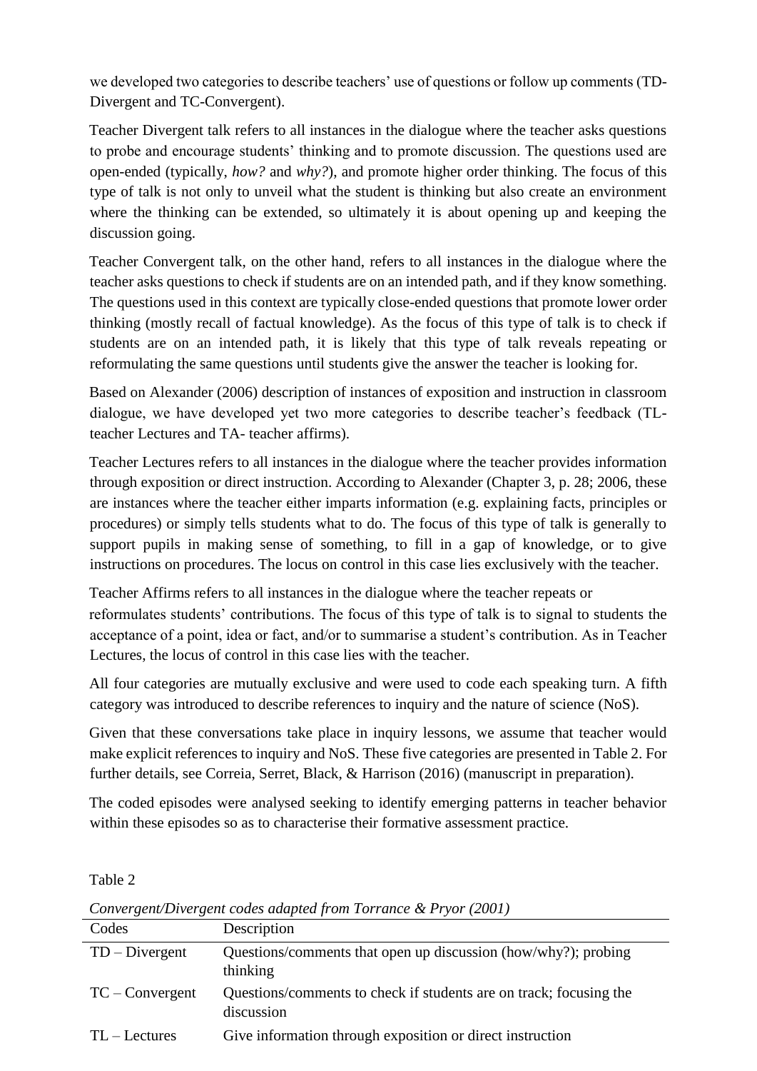we developed two categories to describe teachers' use of questions or follow up comments (TD-Divergent and TC-Convergent).

Teacher Divergent talk refers to all instances in the dialogue where the teacher asks questions to probe and encourage students' thinking and to promote discussion. The questions used are open-ended (typically, *how?* and *why?*), and promote higher order thinking. The focus of this type of talk is not only to unveil what the student is thinking but also create an environment where the thinking can be extended, so ultimately it is about opening up and keeping the discussion going.

Teacher Convergent talk, on the other hand, refers to all instances in the dialogue where the teacher asks questions to check if students are on an intended path, and if they know something. The questions used in this context are typically close-ended questions that promote lower order thinking (mostly recall of factual knowledge). As the focus of this type of talk is to check if students are on an intended path, it is likely that this type of talk reveals repeating or reformulating the same questions until students give the answer the teacher is looking for.

Based on Alexander (2006) description of instances of exposition and instruction in classroom dialogue, we have developed yet two more categories to describe teacher's feedback (TL-teacher Lectures and TA- teacher affirms).

Teacher Lectures refers to all instances in the dialogue where the teacher provides information through exposition or direct instruction. According to Alexander (Chapter 3, p. 28; 2006, these are instances where the teacher either imparts information (e.g. explaining facts, principles or procedures) or simply tells students what to do. The focus of this type of talk is generally to support pupils in making sense of something, to fill in a gap of knowledge, or to give instructions on procedures. The locus on control in this case lies exclusively with the teacher.

Teacher Affirms refers to all instances in the dialogue where the teacher repeats or reformulates students' contributions. The focus of this type of talk is to signal to students the acceptance of a point, idea or fact, and/or to summarise a student's contribution. As in Teacher Lectures, the locus of control in this case lies with the teacher.

All four categories are mutually exclusive and were used to code each speaking turn. A fifth category was introduced to describe references to inquiry and the nature of science (NoS).

Given that these conversations take place in inquiry lessons, we assume that teacher would make explicit references to inquiry and NoS. These five categories are presented in Table 2. For further details, see Correia, Serret, Black, & Harrison (2016) (manuscript in preparation).

The coded episodes were analysed seeking to identify emerging patterns in teacher behavior within these episodes so as to characterise their formative assessment practice.

Table 2

*Convergent/Divergent codes adapted from Torrance & Pryor (2001)*

| Codes | Description |
|---|---|
| TD – Divergent | Questions/comments that open up discussion (how/why?); probing thinking |
| TC – Convergent | Questions/comments to check if students are on track; focusing the discussion |
| TL – Lectures | Give information through exposition or direct instruction |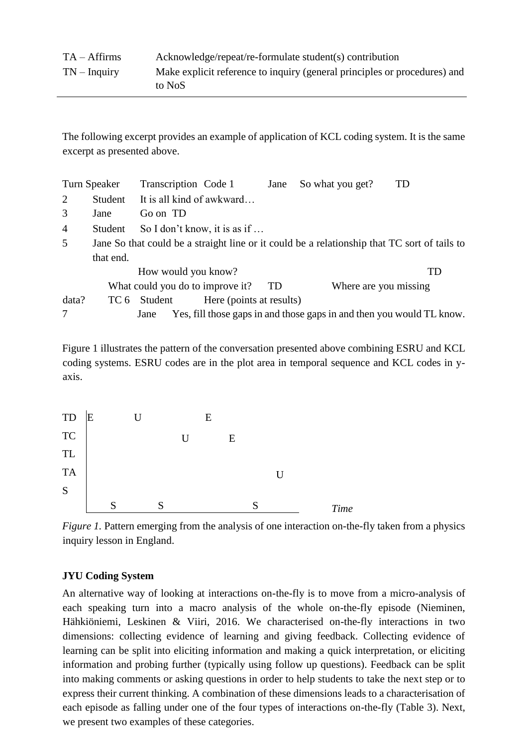| | |
|---|---|
| TA – Affirms | Acknowledge/repeat/re-formulate student(s) contribution |
| TN – Inquiry | Make explicit reference to inquiry (general principles or procedures) and to NoS |

The following excerpt provides an example of application of KCL coding system. It is the same excerpt as presented above.

| Turn | Speaker | Transcription | Code |
|---|---|---|---|
| 1 | Jane | So what you get? | TD |
| 2 | Student | It is all kind of awkward… | |
| 3 | Jane | Go on | TD |
| 4 | Student | So I don't know, it is as if … | |
| 5 | Jane | So that could be a straight line or it could be a relationship that sort of tails to that end. | TC |
| | | How would you know? | TD |
| | | What could you do to improve it? | TD |
| | | Where are you missing data? | TC |
| 6 | Student | Here (points at results) | |
| 7 | Jane | Yes, fill those gaps in and those gaps in and then you would know. | TL |

Figure 1 illustrates the pattern of the conversation presented above combining ESRU and KCL coding systems. ESRU codes are in the plot area in temporal sequence and KCL codes in y-axis.

```
TD | E        U            E
TC |                U          E
TL |
TA |                                  U
S  |
   |     S        S                S
   +-----------------------------------------  Time
```

*Figure 1.* Pattern emerging from the analysis of one interaction on-the-fly taken from a physics inquiry lesson in England.

**JYU Coding System**

An alternative way of looking at interactions on-the-fly is to move from a micro-analysis of each speaking turn into a macro analysis of the whole on-the-fly episode (Nieminen, Hähkiöniemi, Leskinen & Viiri, 2016. We characterised on-the-fly interactions in two dimensions: collecting evidence of learning and giving feedback. Collecting evidence of learning can be split into eliciting information and making a quick interpretation, or eliciting information and probing further (typically using follow up questions). Feedback can be split into making comments or asking questions in order to help students to take the next step or to express their current thinking. A combination of these dimensions leads to a characterisation of each episode as falling under one of the four types of interactions on-the-fly (Table 3). Next, we present two examples of these categories.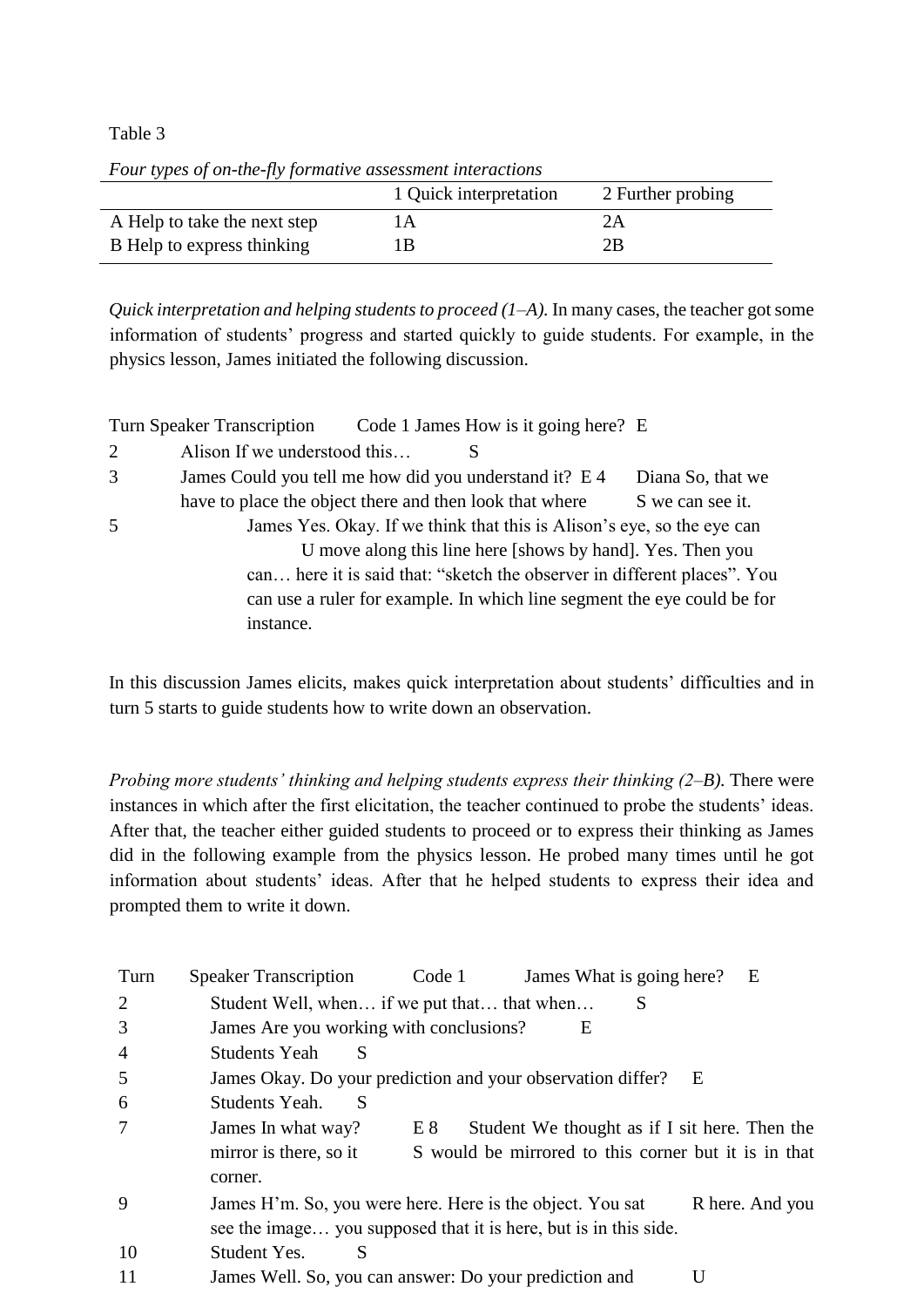Table 3

*Four types of on-the-fly formative assessment interactions*

| | 1 Quick interpretation | 2 Further probing |
|---|---|---|
| A Help to take the next step | 1A | 2A |
| B Help to express thinking | 1B | 2B |

*Quick interpretation and helping students to proceed (1–A).* In many cases, the teacher got some information of students' progress and started quickly to guide students. For example, in the physics lesson, James initiated the following discussion.

| Turn | Speaker | Transcription | Code |
|---|---|---|---|
| 1 | James | How is it going here? | E |
| 2 | Alison | If we understood this… | S |
| 3 | James | Could you tell me how did you understand it? | E |
| 4 | Diana | So, that we have to place the object there and then look that where we can see it. | S |
| 5 | James | Yes. Okay. If we think that this is Alison's eye, so the eye can move along this line here [shows by hand]. Yes. Then you can… here it is said that: "sketch the observer in different places". You can use a ruler for example. In which line segment the eye could be for instance. | U |

In this discussion James elicits, makes quick interpretation about students' difficulties and in turn 5 starts to guide students how to write down an observation.

*Probing more students' thinking and helping students express their thinking (2–B).* There were instances in which after the first elicitation, the teacher continued to probe the students' ideas. After that, the teacher either guided students to proceed or to express their thinking as James did in the following example from the physics lesson. He probed many times until he got information about students' ideas. After that he helped students to express their idea and prompted them to write it down.

| Turn | Speaker | Transcription | Code |
|---|---|---|---|
| 1 | James | What is going here? | E |
| 2 | Student | Well, when… if we put that… that when… | S |
| 3 | James | Are you working with conclusions? | E |
| 4 | Students | Yeah | S |
| 5 | James | Okay. Do your prediction and your observation differ? | E |
| 6 | Students | Yeah. | S |
| 7 | James | In what way? | E |
| 8 | Student | We thought as if I sit here. Then the mirror is there, so it would be mirrored to this corner but it is in that corner. | S |
| 9 | James | H'm. So, you were here. Here is the object. You sat here. And you see the image… you supposed that it is here, but is in this side. | R |
| 10 | Student | Yes. | S |
| 11 | James | Well. So, you can answer: Do your prediction and | U |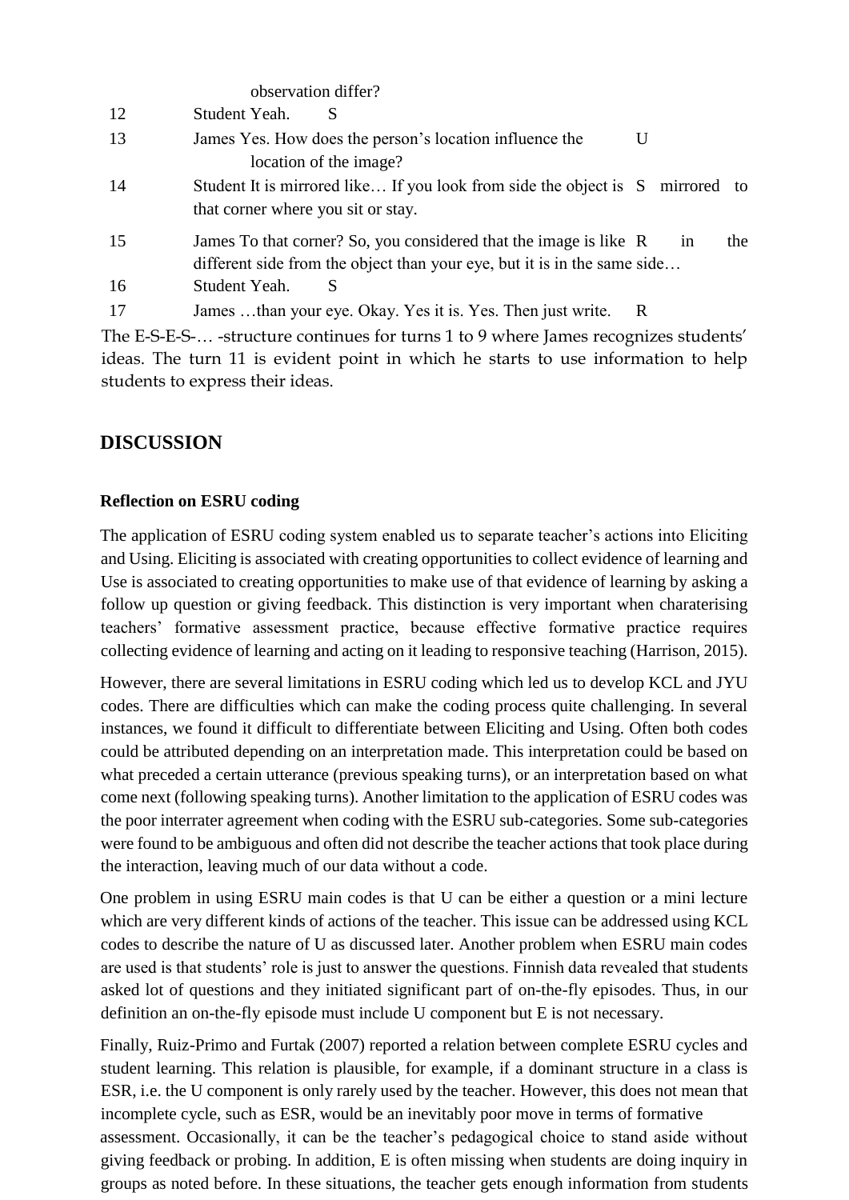| | | |
|---|---|---|
| | observation differ? | |
| 12 | Student Yeah. | S |
| 13 | James Yes. How does the person's location influence the location of the image? | U |
| 14 | Student It is mirrored like… If you look from side the object is mirrored to that corner where you sit or stay. | S |
| 15 | James To that corner? So, you considered that the image is like in the different side from the object than your eye, but it is in the same side… | R |
| 16 | Student Yeah. | S |
| 17 | James …than your eye. Okay. Yes it is. Yes. Then just write. | R |

The E-S-E-S-… -structure continues for turns 1 to 9 where James recognizes students' ideas. The turn 11 is evident point in which he starts to use information to help students to express their ideas.

## DISCUSSION

### Reflection on ESRU coding

The application of ESRU coding system enabled us to separate teacher's actions into Eliciting and Using. Eliciting is associated with creating opportunities to collect evidence of learning and Use is associated to creating opportunities to make use of that evidence of learning by asking a follow up question or giving feedback. This distinction is very important when charaterising teachers' formative assessment practice, because effective formative practice requires collecting evidence of learning and acting on it leading to responsive teaching (Harrison, 2015).

However, there are several limitations in ESRU coding which led us to develop KCL and JYU codes. There are difficulties which can make the coding process quite challenging. In several instances, we found it difficult to differentiate between Eliciting and Using. Often both codes could be attributed depending on an interpretation made. This interpretation could be based on what preceded a certain utterance (previous speaking turns), or an interpretation based on what come next (following speaking turns). Another limitation to the application of ESRU codes was the poor interrater agreement when coding with the ESRU sub-categories. Some sub-categories were found to be ambiguous and often did not describe the teacher actions that took place during the interaction, leaving much of our data without a code.

One problem in using ESRU main codes is that U can be either a question or a mini lecture which are very different kinds of actions of the teacher. This issue can be addressed using KCL codes to describe the nature of U as discussed later. Another problem when ESRU main codes are used is that students' role is just to answer the questions. Finnish data revealed that students asked lot of questions and they initiated significant part of on-the-fly episodes. Thus, in our definition an on-the-fly episode must include U component but E is not necessary.

Finally, Ruiz-Primo and Furtak (2007) reported a relation between complete ESRU cycles and student learning. This relation is plausible, for example, if a dominant structure in a class is ESR, i.e. the U component is only rarely used by the teacher. However, this does not mean that incomplete cycle, such as ESR, would be an inevitably poor move in terms of formative assessment. Occasionally, it can be the teacher's pedagogical choice to stand aside without giving feedback or probing. In addition, E is often missing when students are doing inquiry in groups as noted before. In these situations, the teacher gets enough information from students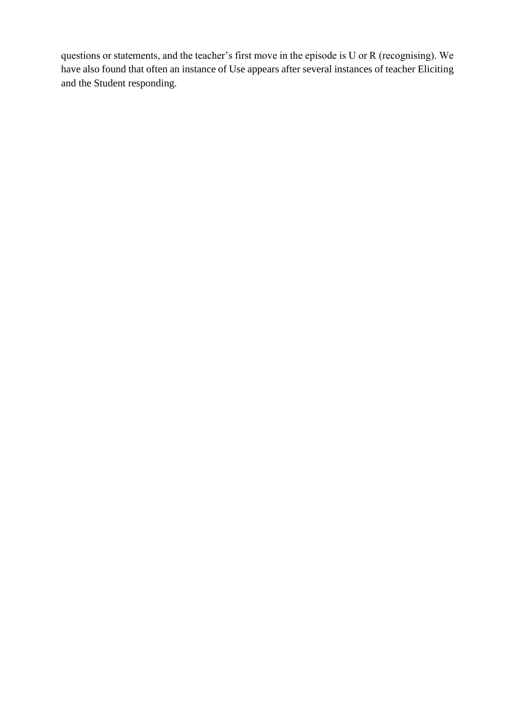questions or statements, and the teacher's first move in the episode is U or R (recognising). We have also found that often an instance of Use appears after several instances of teacher Eliciting and the Student responding.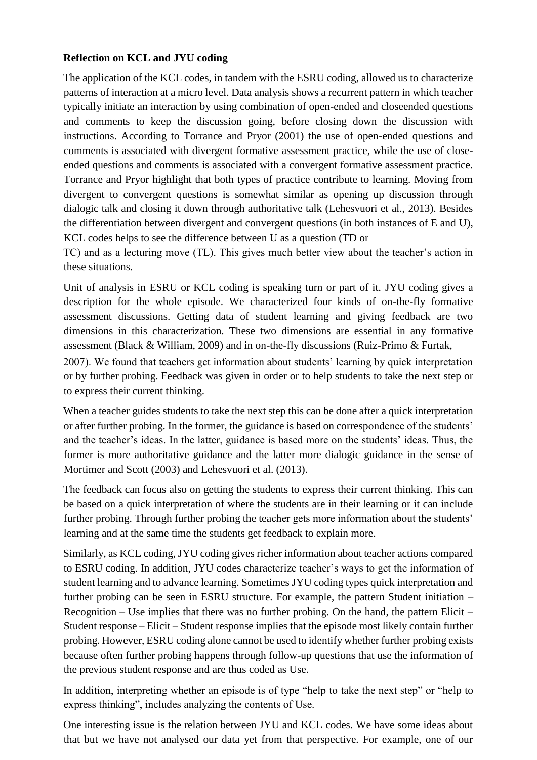**Reflection on KCL and JYU coding**

The application of the KCL codes, in tandem with the ESRU coding, allowed us to characterize patterns of interaction at a micro level. Data analysis shows a recurrent pattern in which teacher typically initiate an interaction by using combination of open-ended and closeended questions and comments to keep the discussion going, before closing down the discussion with instructions. According to Torrance and Pryor (2001) the use of open-ended questions and comments is associated with divergent formative assessment practice, while the use of close-ended questions and comments is associated with a convergent formative assessment practice. Torrance and Pryor highlight that both types of practice contribute to learning. Moving from divergent to convergent questions is somewhat similar as opening up discussion through dialogic talk and closing it down through authoritative talk (Lehesvuori et al., 2013). Besides the differentiation between divergent and convergent questions (in both instances of E and U), KCL codes helps to see the difference between U as a question (TD or TC) and as a lecturing move (TL). This gives much better view about the teacher's action in these situations.

Unit of analysis in ESRU or KCL coding is speaking turn or part of it. JYU coding gives a description for the whole episode. We characterized four kinds of on-the-fly formative assessment discussions. Getting data of student learning and giving feedback are two dimensions in this characterization. These two dimensions are essential in any formative assessment (Black & William, 2009) and in on-the-fly discussions (Ruiz-Primo & Furtak, 2007). We found that teachers get information about students' learning by quick interpretation or by further probing. Feedback was given in order or to help students to take the next step or to express their current thinking.

When a teacher guides students to take the next step this can be done after a quick interpretation or after further probing. In the former, the guidance is based on correspondence of the students' and the teacher's ideas. In the latter, guidance is based more on the students' ideas. Thus, the former is more authoritative guidance and the latter more dialogic guidance in the sense of Mortimer and Scott (2003) and Lehesvuori et al. (2013).

The feedback can focus also on getting the students to express their current thinking. This can be based on a quick interpretation of where the students are in their learning or it can include further probing. Through further probing the teacher gets more information about the students' learning and at the same time the students get feedback to explain more.

Similarly, as KCL coding, JYU coding gives richer information about teacher actions compared to ESRU coding. In addition, JYU codes characterize teacher's ways to get the information of student learning and to advance learning. Sometimes JYU coding types quick interpretation and further probing can be seen in ESRU structure. For example, the pattern Student initiation – Recognition – Use implies that there was no further probing. On the hand, the pattern Elicit – Student response – Elicit – Student response implies that the episode most likely contain further probing. However, ESRU coding alone cannot be used to identify whether further probing exists because often further probing happens through follow-up questions that use the information of the previous student response and are thus coded as Use.

In addition, interpreting whether an episode is of type "help to take the next step" or "help to express thinking", includes analyzing the contents of Use.

One interesting issue is the relation between JYU and KCL codes. We have some ideas about that but we have not analysed our data yet from that perspective. For example, one of our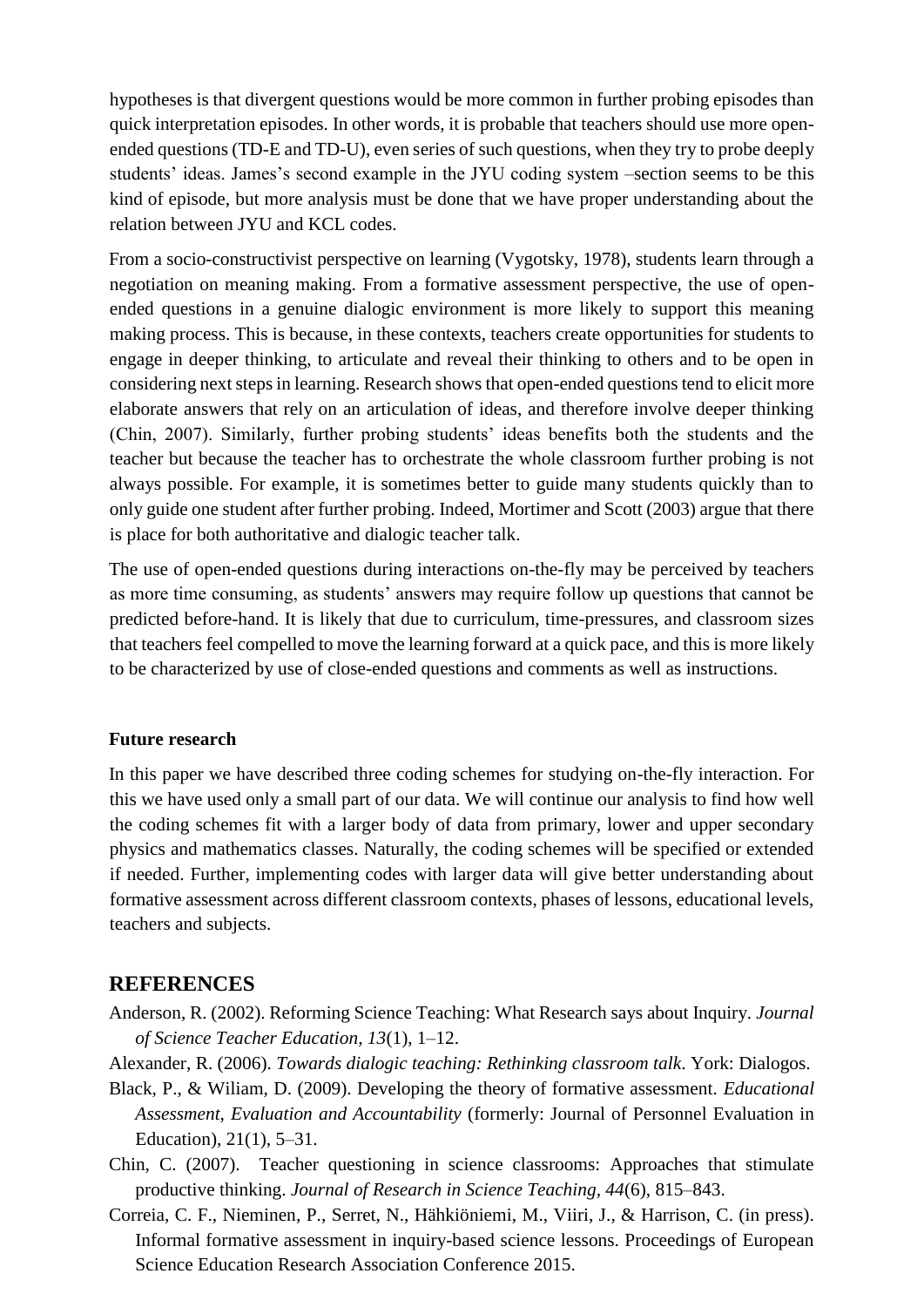hypotheses is that divergent questions would be more common in further probing episodes than quick interpretation episodes. In other words, it is probable that teachers should use more open-ended questions (TD-E and TD-U), even series of such questions, when they try to probe deeply students' ideas. James's second example in the JYU coding system –section seems to be this kind of episode, but more analysis must be done that we have proper understanding about the relation between JYU and KCL codes.

From a socio-constructivist perspective on learning (Vygotsky, 1978), students learn through a negotiation on meaning making. From a formative assessment perspective, the use of open-ended questions in a genuine dialogic environment is more likely to support this meaning making process. This is because, in these contexts, teachers create opportunities for students to engage in deeper thinking, to articulate and reveal their thinking to others and to be open in considering next steps in learning. Research shows that open-ended questions tend to elicit more elaborate answers that rely on an articulation of ideas, and therefore involve deeper thinking (Chin, 2007). Similarly, further probing students' ideas benefits both the students and the teacher but because the teacher has to orchestrate the whole classroom further probing is not always possible. For example, it is sometimes better to guide many students quickly than to only guide one student after further probing. Indeed, Mortimer and Scott (2003) argue that there is place for both authoritative and dialogic teacher talk.

The use of open-ended questions during interactions on-the-fly may be perceived by teachers as more time consuming, as students' answers may require follow up questions that cannot be predicted before-hand. It is likely that due to curriculum, time-pressures, and classroom sizes that teachers feel compelled to move the learning forward at a quick pace, and this is more likely to be characterized by use of close-ended questions and comments as well as instructions.

**Future research**

In this paper we have described three coding schemes for studying on-the-fly interaction. For this we have used only a small part of our data. We will continue our analysis to find how well the coding schemes fit with a larger body of data from primary, lower and upper secondary physics and mathematics classes. Naturally, the coding schemes will be specified or extended if needed. Further, implementing codes with larger data will give better understanding about formative assessment across different classroom contexts, phases of lessons, educational levels, teachers and subjects.

## REFERENCES

Anderson, R. (2002). Reforming Science Teaching: What Research says about Inquiry. *Journal of Science Teacher Education, 13*(1), 1–12.

Alexander, R. (2006). *Towards dialogic teaching: Rethinking classroom talk*. York: Dialogos.

Black, P., & Wiliam, D. (2009). Developing the theory of formative assessment. *Educational Assessment, Evaluation and Accountability* (formerly: Journal of Personnel Evaluation in Education), 21(1), 5–31.

Chin, C. (2007). Teacher questioning in science classrooms: Approaches that stimulate productive thinking. *Journal of Research in Science Teaching, 44*(6), 815–843.

Correia, C. F., Nieminen, P., Serret, N., Hähkiöniemi, M., Viiri, J., & Harrison, C. (in press). Informal formative assessment in inquiry-based science lessons. Proceedings of European Science Education Research Association Conference 2015.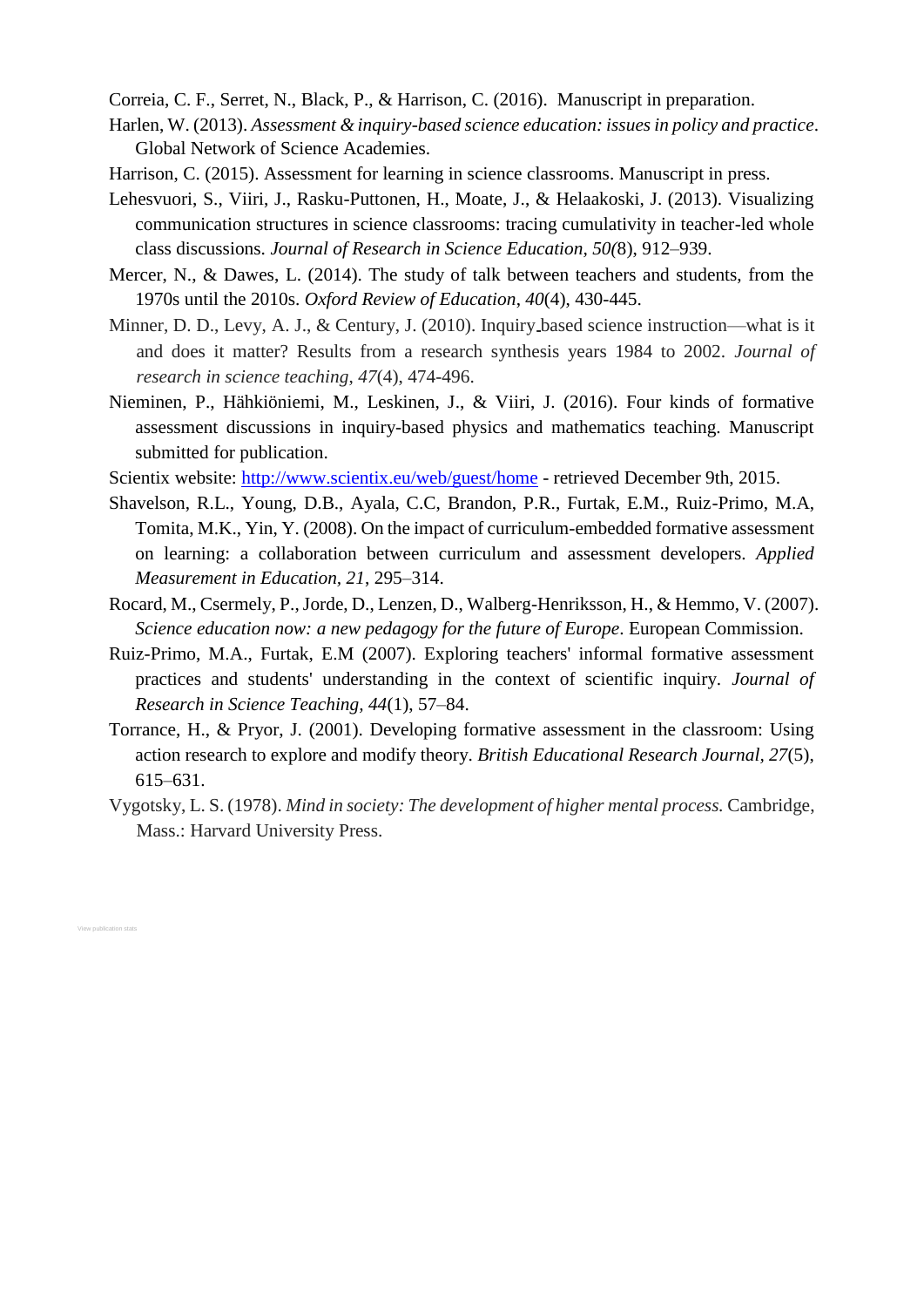Correia, C. F., Serret, N., Black, P., & Harrison, C. (2016). Manuscript in preparation.

Harlen, W. (2013). *Assessment & inquiry-based science education: issues in policy and practice*. Global Network of Science Academies.

Harrison, C. (2015). Assessment for learning in science classrooms. Manuscript in press.

Lehesvuori, S., Viiri, J., Rasku-Puttonen, H., Moate, J., & Helaakoski, J. (2013). Visualizing communication structures in science classrooms: tracing cumulativity in teacher-led whole class discussions. *Journal of Research in Science Education, 50(*8), 912–939.

Mercer, N., & Dawes, L. (2014). The study of talk between teachers and students, from the 1970s until the 2010s. *Oxford Review of Education*, *40*(4), 430-445.

Minner, D. D., Levy, A. J., & Century, J. (2010). Inquiry based science instruction—what is it and does it matter? Results from a research synthesis years 1984 to 2002. *Journal of research in science teaching*, *47*(4), 474-496.

Nieminen, P., Hähkiöniemi, M., Leskinen, J., & Viiri, J. (2016). Four kinds of formative assessment discussions in inquiry-based physics and mathematics teaching. Manuscript submitted for publication.

Scientix website: http://www.scientix.eu/web/guest/home - retrieved December 9th, 2015.

Shavelson, R.L., Young, D.B., Ayala, C.C, Brandon, P.R., Furtak, E.M., Ruiz-Primo, M.A, Tomita, M.K., Yin, Y. (2008). On the impact of curriculum-embedded formative assessment on learning: a collaboration between curriculum and assessment developers. *Applied Measurement in Education, 21*, 295–314.

Rocard, M., Csermely, P., Jorde, D., Lenzen, D., Walberg-Henriksson, H., & Hemmo, V. (2007). *Science education now: a new pedagogy for the future of Europe*. European Commission.

Ruiz-Primo, M.A., Furtak, E.M (2007). Exploring teachers' informal formative assessment practices and students' understanding in the context of scientific inquiry. *Journal of Research in Science Teaching, 44*(1), 57–84.

Torrance, H., & Pryor, J. (2001). Developing formative assessment in the classroom: Using action research to explore and modify theory. *British Educational Research Journal, 27*(5), 615–631.

Vygotsky, L. S. (1978). *Mind in society: The development of higher mental process.* Cambridge, Mass.: Harvard University Press.